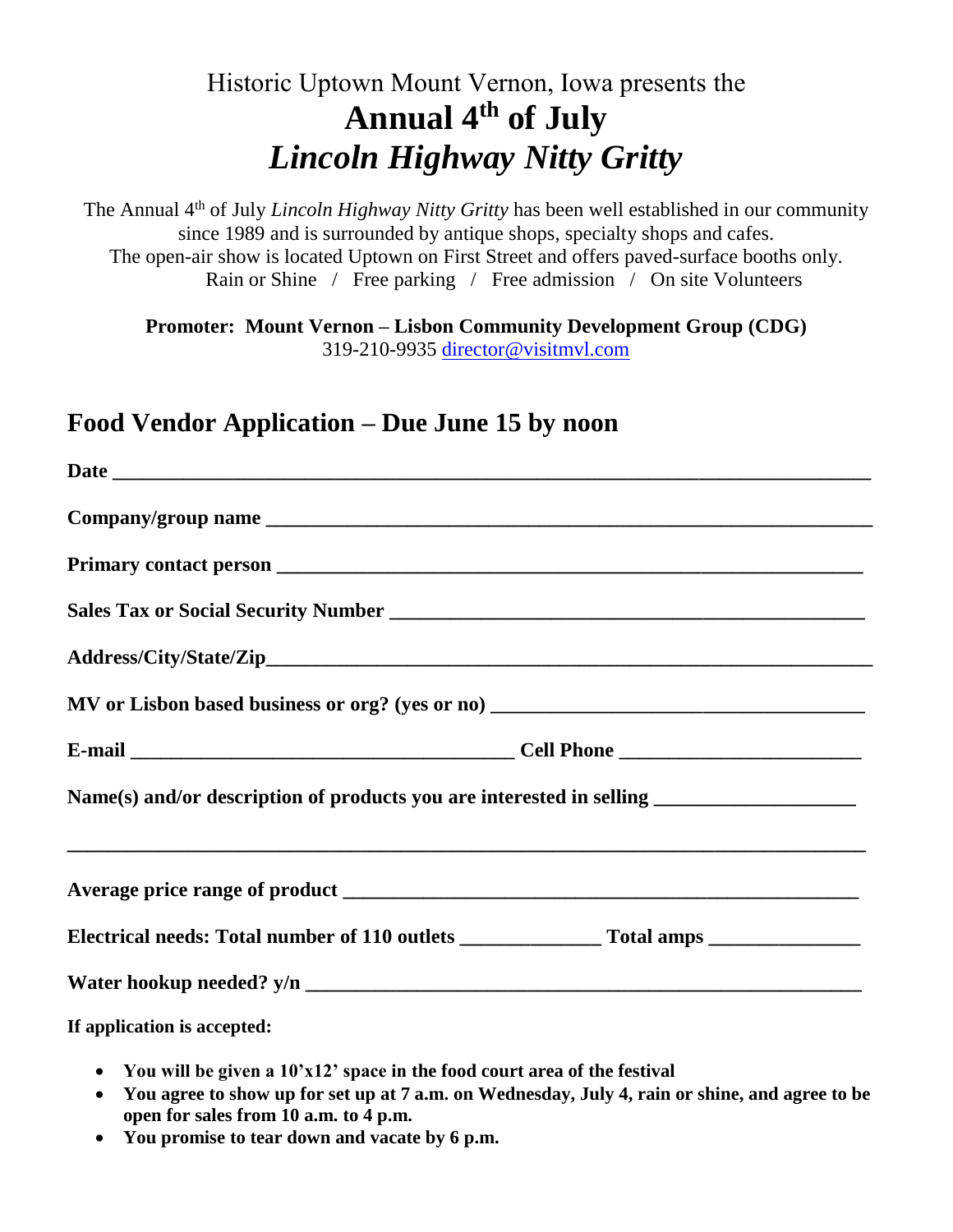Historic Uptown Mount Vernon, Iowa presents the

# Annual 4th of July *Lincoln Highway Nitty Gritty*

The Annual 4th of July *Lincoln Highway Nitty Gritty* has been well established in our community since 1989 and is surrounded by antique shops, specialty shops and cafes.
The open-air show is located Uptown on First Street and offers paved-surface booths only.
Rain or Shine / Free parking / Free admission / On site Volunteers

**Promoter: Mount Vernon – Lisbon Community Development Group (CDG)**
319-210-9935 director@visitmvl.com

## Food Vendor Application – Due June 15 by noon

**Date** ________________________________________________________________

**Company/group name** ________________________________________________________

**Primary contact person** ______________________________________________________

**Sales Tax or Social Security Number** _____________________________________________

**Address/City/State/Zip**_______________________________________________________

**MV or Lisbon based business or org? (yes or no)** ______________________________________

**E-mail** ____________________________________ **Cell Phone** _______________________

**Name(s) and/or description of products you are interested in selling** ___________________

_____________________________________________________________________________

**Average price range of product** _________________________________________________

**Electrical needs: Total number of 110 outlets** _____________ **Total amps** ______________

**Water hookup needed? y/n** ____________________________________________________

**If application is accepted:**

- **You will be given a 10'x12' space in the food court area of the festival**
- **You agree to show up for set up at 7 a.m. on Wednesday, July 4, rain or shine, and agree to be open for sales from 10 a.m. to 4 p.m.**
- **You promise to tear down and vacate by 6 p.m.**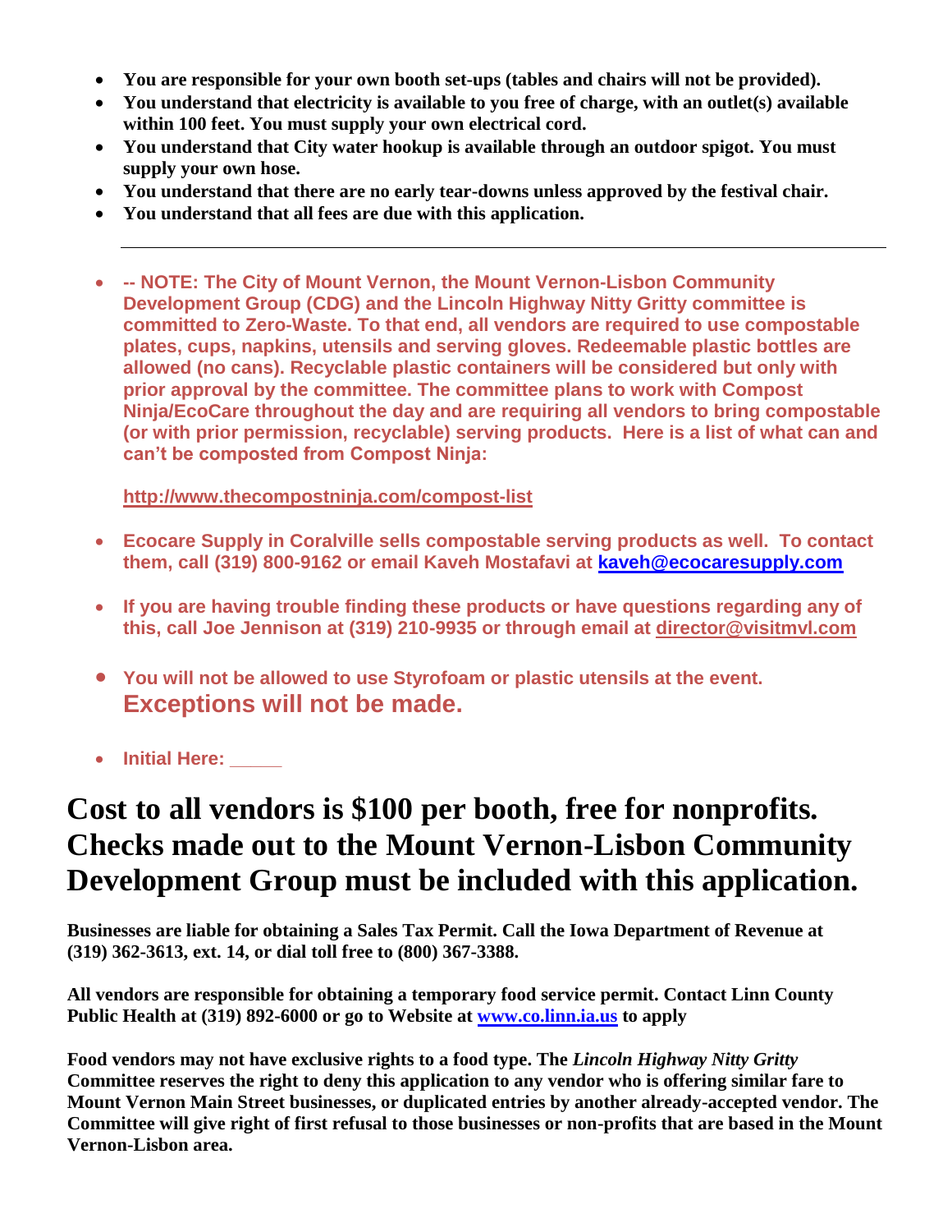- **You are responsible for your own booth set-ups (tables and chairs will not be provided).**
- **You understand that electricity is available to you free of charge, with an outlet(s) available within 100 feet. You must supply your own electrical cord.**
- **You understand that City water hookup is available through an outdoor spigot. You must supply your own hose.**
- **You understand that there are no early tear-downs unless approved by the festival chair.**
- **You understand that all fees are due with this application.**

---

- **-- NOTE: The City of Mount Vernon, the Mount Vernon-Lisbon Community Development Group (CDG) and the Lincoln Highway Nitty Gritty committee is committed to Zero-Waste. To that end, all vendors are required to use compostable plates, cups, napkins, utensils and serving gloves. Redeemable plastic bottles are allowed (no cans). Recyclable plastic containers will be considered but only with prior approval by the committee. The committee plans to work with Compost Ninja/EcoCare throughout the day and are requiring all vendors to bring compostable (or with prior permission, recyclable) serving products. Here is a list of what can and can't be composted from Compost Ninja:**

  **http://www.thecompostninja.com/compost-list**

- **Ecocare Supply in Coralville sells compostable serving products as well. To contact them, call (319) 800-9162 or email Kaveh Mostafavi at kaveh@ecocaresupply.com**
- **If you are having trouble finding these products or have questions regarding any of this, call Joe Jennison at (319) 210-9935 or through email at director@visitmvl.com**
- **You will not be allowed to use Styrofoam or plastic utensils at the event. Exceptions will not be made.**
- **Initial Here: \_\_\_\_\_**

# Cost to all vendors is $100 per booth, free for nonprofits. Checks made out to the Mount Vernon-Lisbon Community Development Group must be included with this application.

**Businesses are liable for obtaining a Sales Tax Permit. Call the Iowa Department of Revenue at (319) 362-3613, ext. 14, or dial toll free to (800) 367-3388.**

**All vendors are responsible for obtaining a temporary food service permit. Contact Linn County Public Health at (319) 892-6000 or go to Website at www.co.linn.ia.us to apply**

**Food vendors may not have exclusive rights to a food type. The *Lincoln Highway Nitty Gritty* Committee reserves the right to deny this application to any vendor who is offering similar fare to Mount Vernon Main Street businesses, or duplicated entries by another already-accepted vendor. The Committee will give right of first refusal to those businesses or non-profits that are based in the Mount Vernon-Lisbon area.**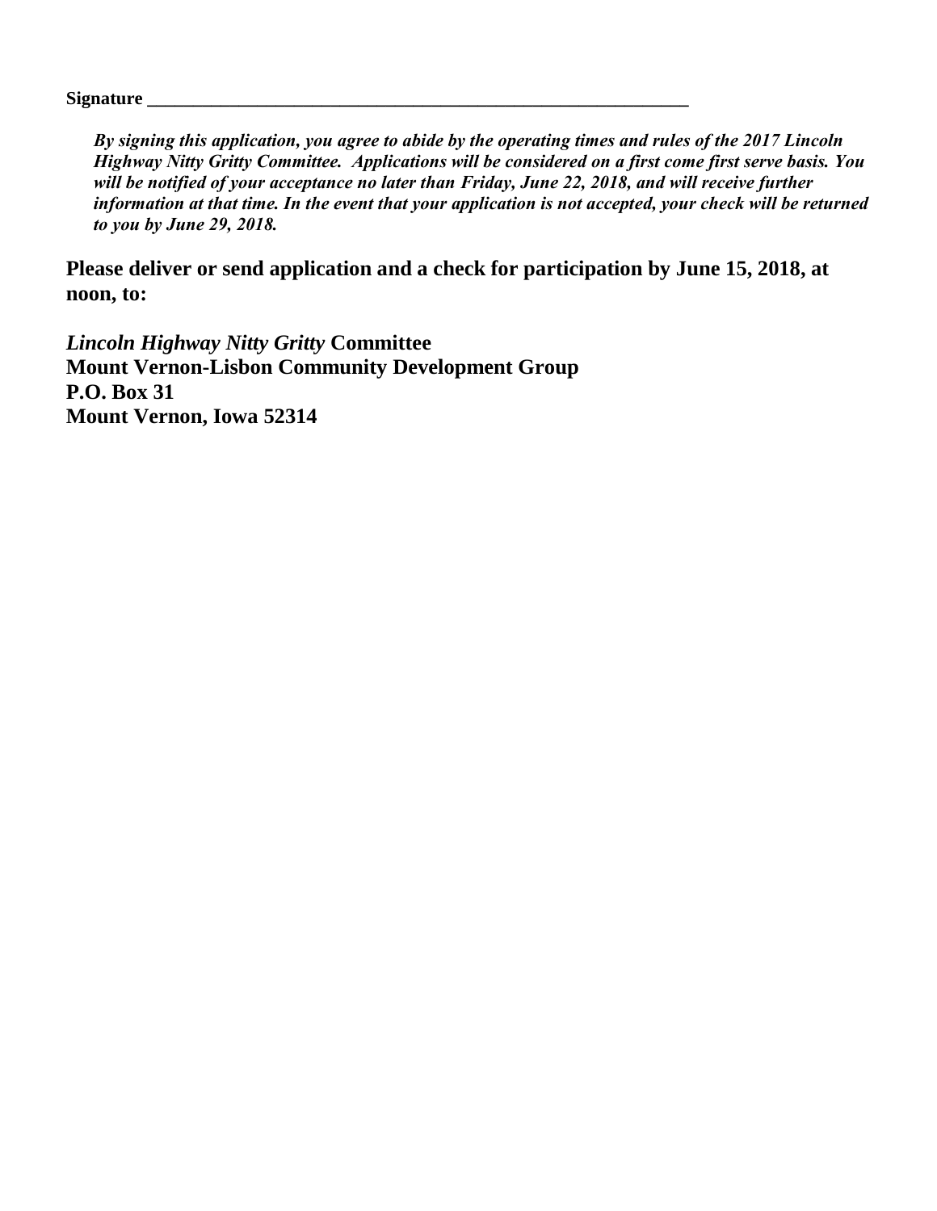**Signature** \_\_\_\_\_\_\_\_\_\_\_\_\_\_\_\_\_\_\_\_\_\_\_\_\_\_\_\_\_\_\_\_\_\_\_\_\_\_\_\_\_\_\_\_\_\_\_\_\_\_\_\_\_\_\_\_\_\_\_\_\_\_

***By signing this application, you agree to abide by the operating times and rules of the 2017 Lincoln Highway Nitty Gritty Committee. Applications will be considered on a first come first serve basis. You will be notified of your acceptance no later than Friday, June 22, 2018, and will receive further information at that time. In the event that your application is not accepted, your check will be returned to you by June 29, 2018.***

**Please deliver or send application and a check for participation by June 15, 2018, at noon, to:**

***Lincoln Highway Nitty Gritty*** **Committee**
**Mount Vernon-Lisbon Community Development Group**
**P.O. Box 31**
**Mount Vernon, Iowa 52314**